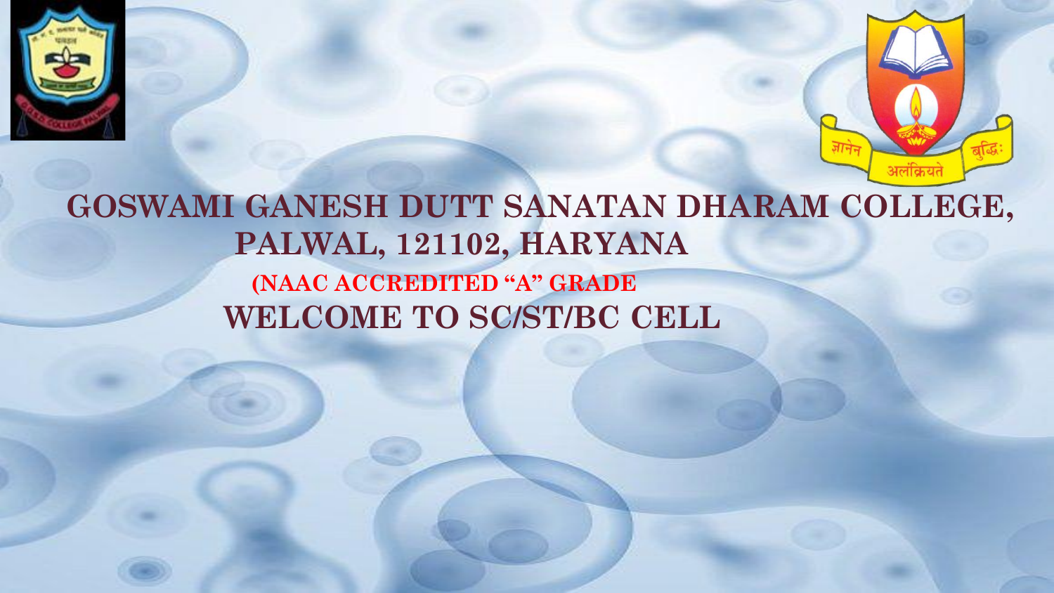# GOSWAMI GANESH DUTT SANATAN DHARAM COLLEGE, PALWAL, 121102, HARYANA

**(NAAC ACCREDITED "A" GRADE**

## WELCOME TO SC/ST/BC CELL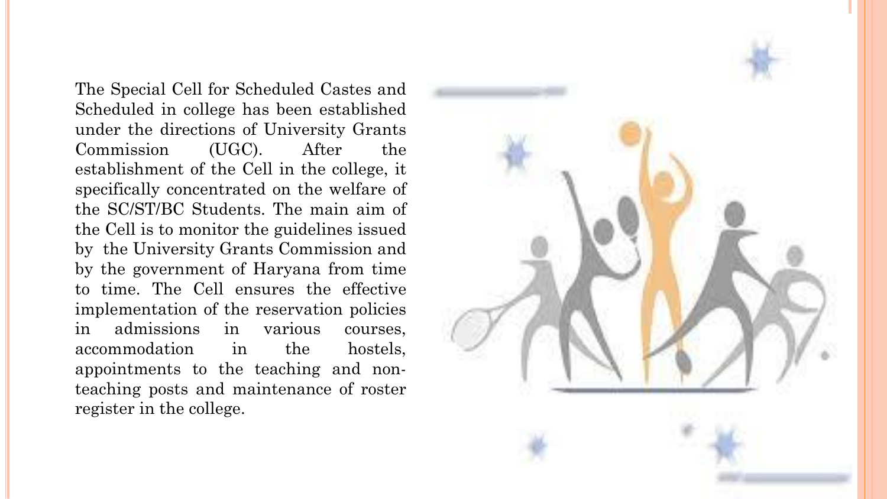The Special Cell for Scheduled Castes and Scheduled in college has been established under the directions of University Grants Commission (UGC). After the establishment of the Cell in the college, it specifically concentrated on the welfare of the SC/ST/BC Students. The main aim of the Cell is to monitor the guidelines issued by the University Grants Commission and by the government of Haryana from time to time. The Cell ensures the effective implementation of the reservation policies in admissions in various courses, accommodation in the hostels, appointments to the teaching and non-teaching posts and maintenance of roster register in the college.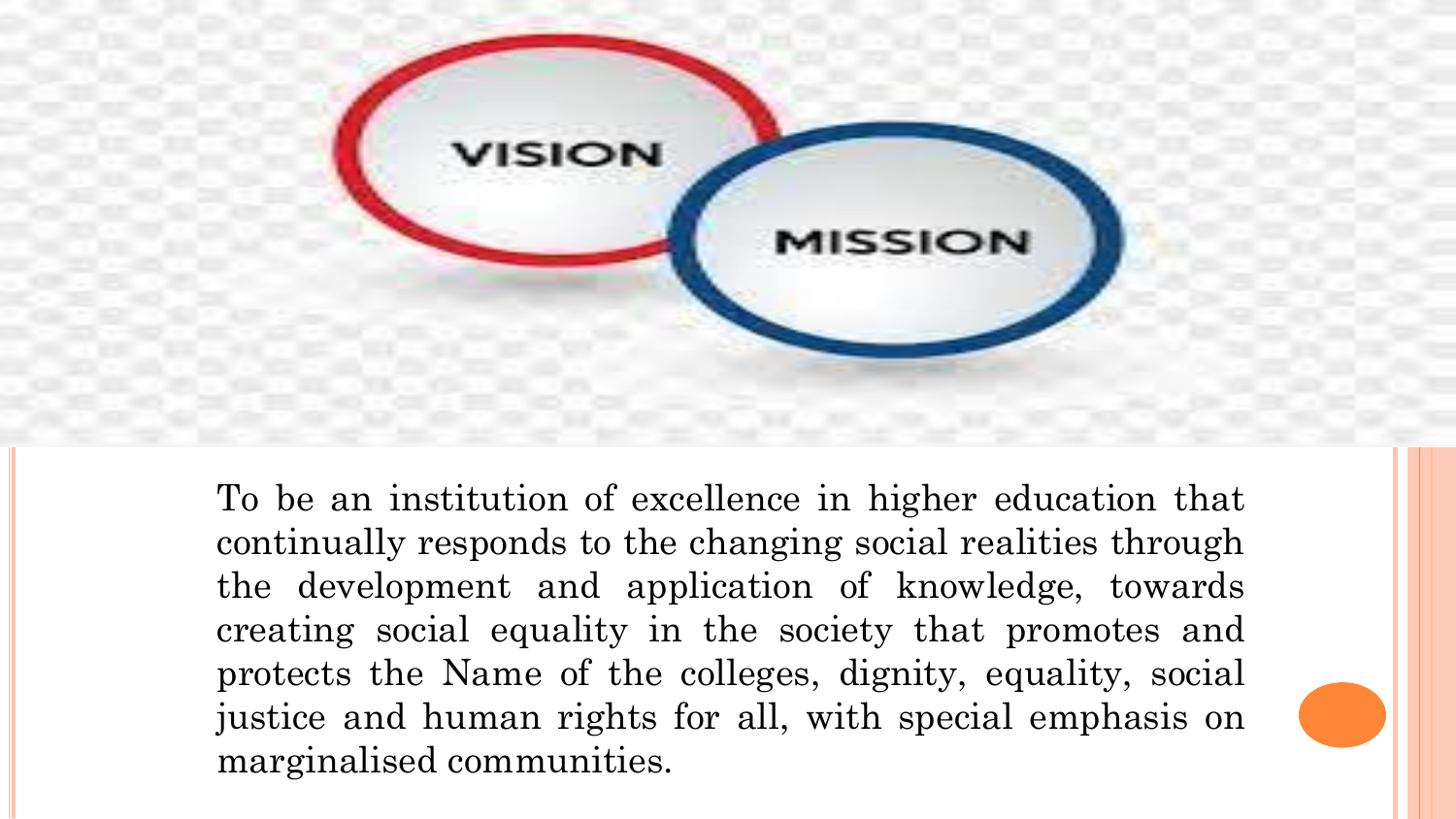VISION

MISSION

To be an institution of excellence in higher education that continually responds to the changing social realities through the development and application of knowledge, towards creating social equality in the society that promotes and protects the Name of the colleges, dignity, equality, social justice and human rights for all, with special emphasis on marginalised communities.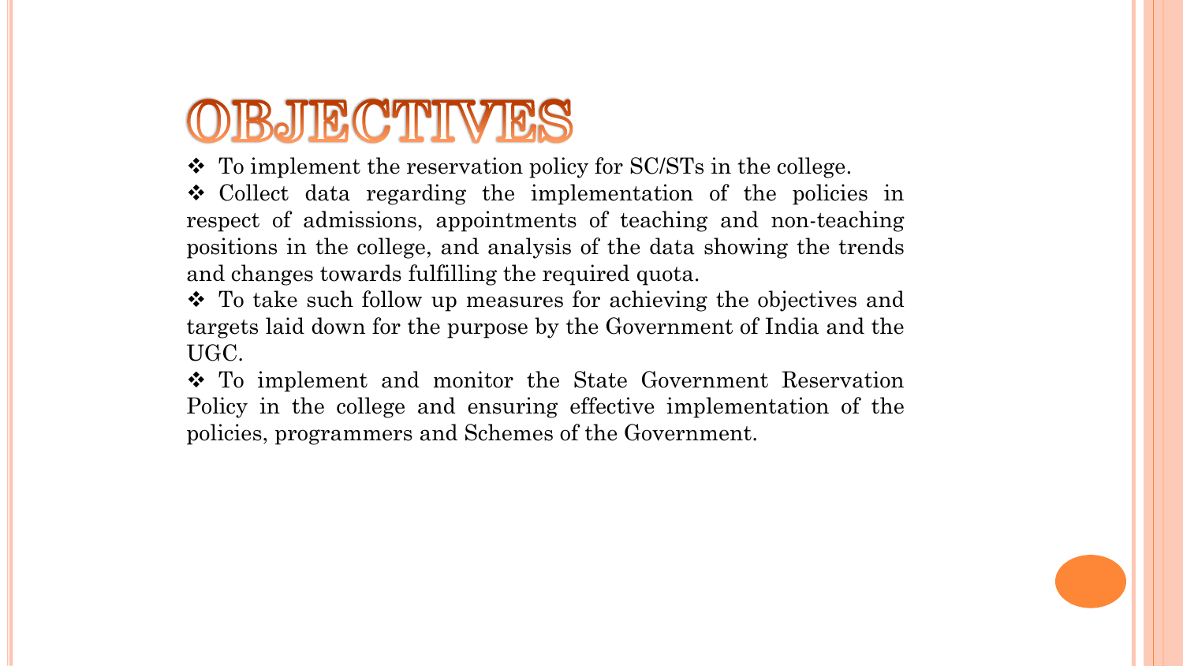# OBJECTIVES

- ❖ To implement the reservation policy for SC/STs in the college.
- ❖ Collect data regarding the implementation of the policies in respect of admissions, appointments of teaching and non-teaching positions in the college, and analysis of the data showing the trends and changes towards fulfilling the required quota.
- ❖ To take such follow up measures for achieving the objectives and targets laid down for the purpose by the Government of India and the UGC.
- ❖ To implement and monitor the State Government Reservation Policy in the college and ensuring effective implementation of the policies, programmers and Schemes of the Government.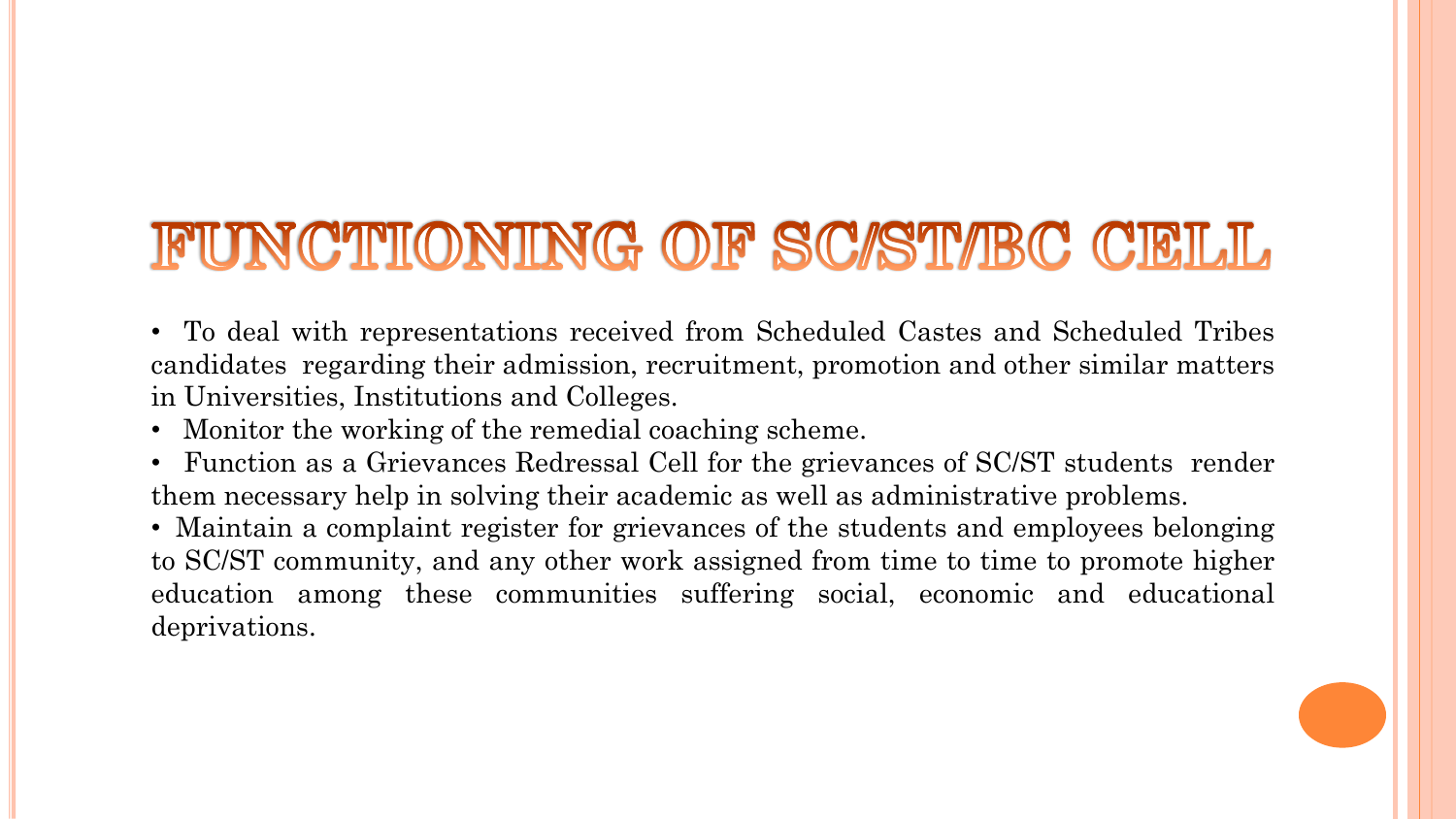# FUNCTIONING OF SC/ST/BC CELL

- To deal with representations received from Scheduled Castes and Scheduled Tribes candidates regarding their admission, recruitment, promotion and other similar matters in Universities, Institutions and Colleges.
- Monitor the working of the remedial coaching scheme.
- Function as a Grievances Redressal Cell for the grievances of SC/ST students render them necessary help in solving their academic as well as administrative problems.
- Maintain a complaint register for grievances of the students and employees belonging to SC/ST community, and any other work assigned from time to time to promote higher education among these communities suffering social, economic and educational deprivations.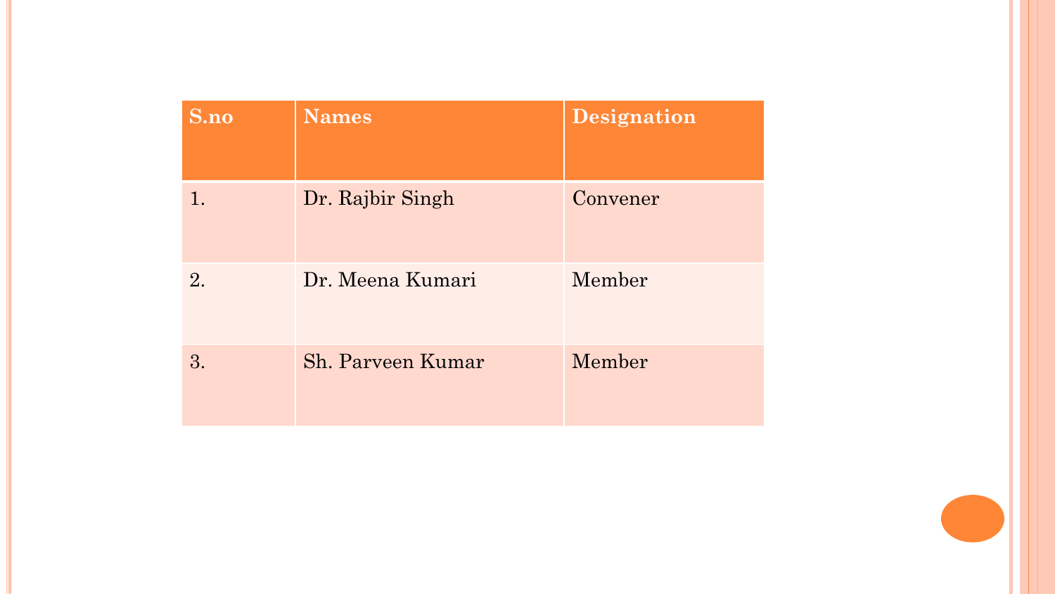| S.no | Names | Designation |
| --- | --- | --- |
| 1. | Dr. Rajbir Singh | Convener |
| 2. | Dr. Meena Kumari | Member |
| 3. | Sh. Parveen Kumar | Member |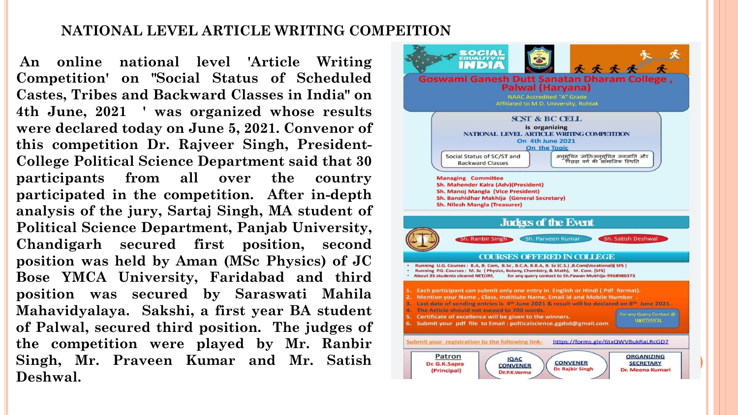# NATIONAL LEVEL ARTICLE WRITING COMPEITION

**An online national level 'Article Writing Competition' on "Social Status of Scheduled Castes, Tribes and Backward Classes in India" on 4th June, 2021 ' was organized whose results were declared today on June 5, 2021. Convenor of this competition Dr. Rajveer Singh, President-College Political Science Department said that 30 participants from all over the country participated in the competition. After in-depth analysis of the jury, Sartaj Singh, MA student of Political Science Department, Panjab University, Chandigarh secured first position, second position was held by Aman (MSc Physics) of JC Bose YMCA University, Faridabad and third position was secured by Saraswati Mahila Mahavidyalaya. Sakshi, a first year BA student of Palwal, secured third position. The judges of the competition were played by Mr. Ranbir Singh, Mr. Praveen Kumar and Mr. Satish Deshwal.**

SOCIAL EQUALITY IN INDIA

**Goswami Ganesh Dutt Sanatan Dharam College, Palwal (Haryana)**

NAAC Accredited "A" Grade
Affiliated to M.D. University, Rohtak

**SC,ST & BC CELL**
is organizing
**NATIONAL LEVEL ARTICLE WRITING COMPETITION**
On 4th June 2021
On the Topic

Social Status of SC/ST and Backward Classes

अनुसूचित जाति/अनुसूचित जनजाति और पिछड़ा वर्ग की सामाजिक स्थिति

**Managing Committee**
- Sh. Mahender Kalra (Adv)(President)
- Sh. Manoj Mangla (Vice President)
- Sh. Banshidhar Makhija (General Secretary)
- Sh. Nilesh Mangla (Treasurer)

**Judges of the Event**

Sh. Ranbir Singh | Sh. Parveen Kumar | Sh. Satish Deshwal

**COURSES OFFERED IN COLLEGE**
- Running U.G. Courses : B.A, B. Com, B.Sc, B.C.A, B.B.A, B. Sc (C.S.) ,B.Com(Vocational)( SFS )
- Running P.G. Courses : M. Sc ( Physics, Botany, Chemistry, & Math), M. Com. (SFS)
- About 35 students cleared NET/JRF, for any query contact to Sh.Pawan Mukhija-9968988373

1. Each participant can submit only one entry in English or Hindi ( Pdf format).
2. Mention your Name , Class, Institute Name, Email id and Mobile Number .
3. Last date of sending entries is 4th June 2021 & result will be declared on 8th June 2021.
4. The Article should not exceed to 700 words.
5. Certificate of excellence will be given to the winners.
6. Submit your pdf file to Email : polticalscience.ggdsd@gmail.com

For any Query Contact @ 9467735574

Submit your registration to the following link- https://forms.gle/6txQWV8ukRaLRcGD7

| Patron | IQAC CONVENER | CONVENER | ORGANIZING SECRETARY |
|---|---|---|---|
| Dr. G.K.Sapra (Principal) | Dr.P.K.Verma | Dr. Rajbir Singh | Dr. Meena Kumari |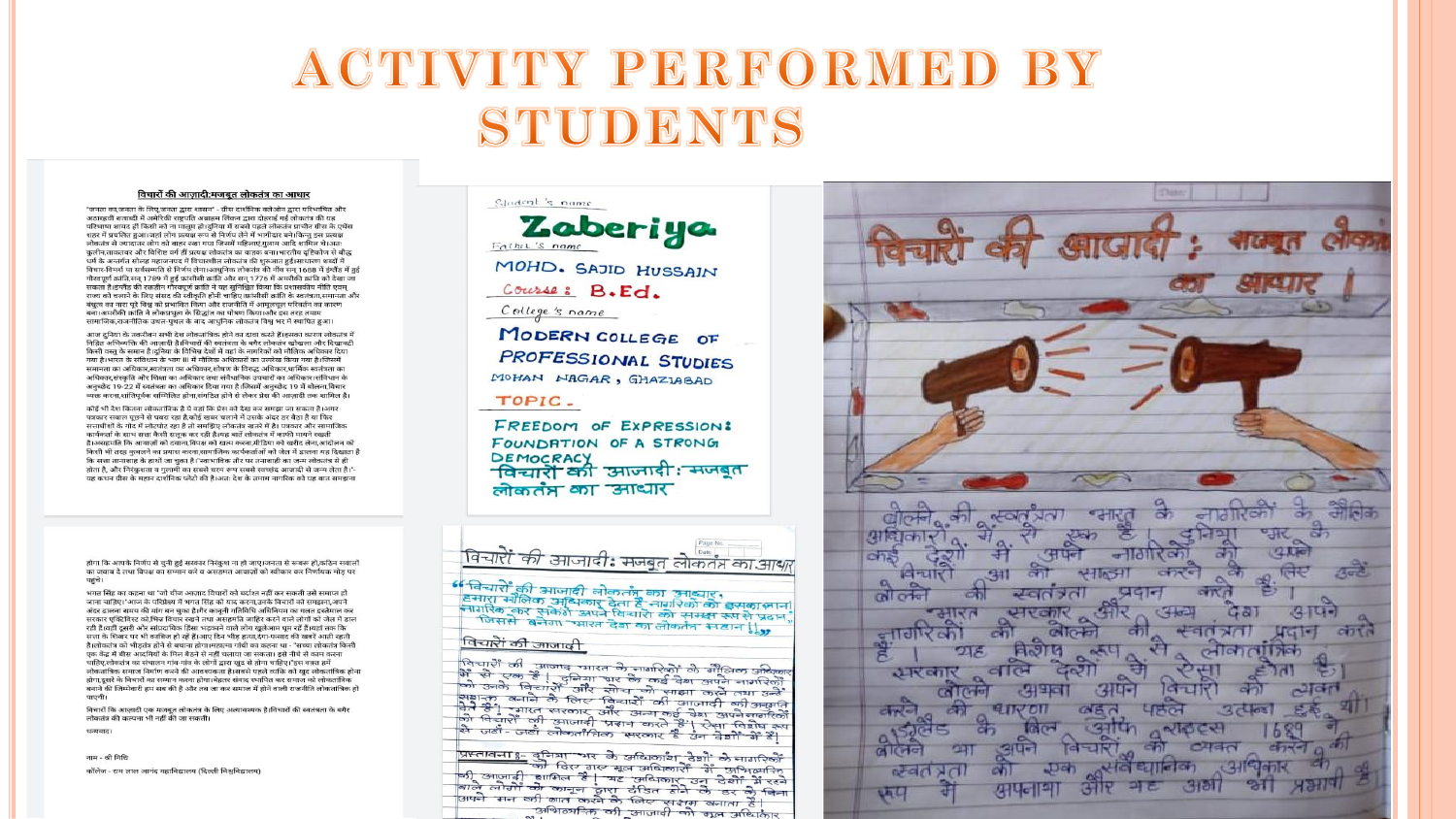# ACTIVITY PERFORMED BY STUDENTS

## विचारों की आज़ादी: मजबूत लोकतंत्र का आधार

Student's name: **Zaberiya**

Father's name: MOHD. SAJID HUSSAIN

Course: B.Ed.

College's name: MODERN COLLEGE OF PROFESSIONAL STUDIES MOHAN NAGAR, GHAZIABAD

TOPIC - FREEDOM OF EXPRESSION: FOUNDATION OF A STRONG DEMOCRACY

विचारों की आजादी: मजबूत लोकतंत्र का आधार

---

## विचारों की आजादी: मजबूत लोकतंत्र का आधार

"विचारों की आजादी लोकतंत्र का आधार, हमारा मौलिक अधिकार देता है नागरिकों को इसका अधिकार। नागरिक कर सकेंगे अपने विचारों को सम्मान रूप से प्रदान, जिससे बनेगा भारत देश का लोकतंत्र महान।"

### विचारों की आजादी

प्रस्तावना :- दुनिया भर के अधिकांश देशों के नागरिकों को किसी न किसी रूप में मूल अधिकारों में अभिव्यक्ति की आजादी शामिल है।

---

## विचारों की आजादी : मजबूत लोकतंत्र का आधार।

बोलने की स्वतंत्रता भारत के नागरिकों के मौलिक अधिकारों में से एक है। दुनिया भर के कई देशों में अपने नागरिकों को अपने विचारों को साझा करने के लिए उन्हें बोलने की स्वतंत्रता प्रदान करते हैं। भारत सरकार और अन्य देश अपने नागरिकों को बोलने की स्वतंत्रता प्रदान करते हैं। यह विशेष रूप से लोकतांत्रिक सरकार वाले देशों में ऐसा होता है। बोलने अथवा अपने विचारों को व्यक्त करने की धारणा बहुत पहले उत्पन्न हुई थी। इंग्लैंड के बिल ऑफ राइट्स 1689 ने बोलने या अपने विचारों को व्यक्त करने की स्वतंत्रता को एक संवैधानिक अधिकार के रूप में अपनाया और यह अभी भी प्रभावी है।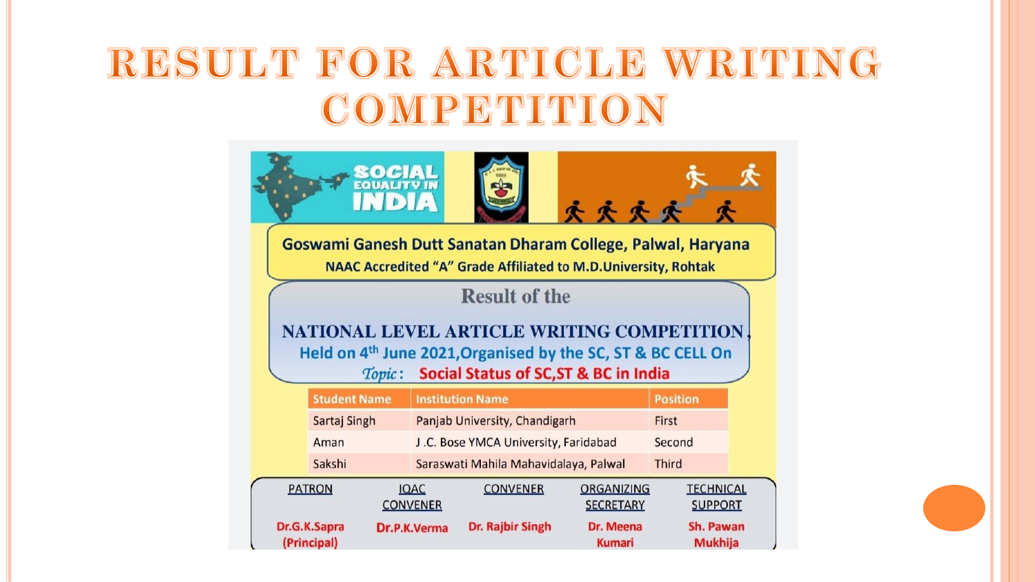# RESULT FOR ARTICLE WRITING COMPETITION

SOCIAL EQUALITY IN INDIA

**Goswami Ganesh Dutt Sanatan Dharam College, Palwal, Haryana**

**NAAC Accredited "A" Grade Affiliated to M.D.University, Rohtak**

Result of the

**NATIONAL LEVEL ARTICLE WRITING COMPETITION,**

**Held on 4th June 2021,Organised by the SC, ST & BC CELL On**

*Topic*: **Social Status of SC,ST & BC in India**

| Student Name | Institution Name | Position |
|---|---|---|
| Sartaj Singh | Panjab University, Chandigarh | First |
| Aman | J .C. Bose YMCA University, Faridabad | Second |
| Sakshi | Saraswati Mahila Mahavidalaya, Palwal | Third |

| PATRON | IQAC CONVENER | CONVENER | ORGANIZING SECRETARY | TECHNICAL SUPPORT |
|---|---|---|---|---|
| Dr.G.K.Sapra (Principal) | Dr.P.K.Verma | Dr. Rajbir Singh | Dr. Meena Kumari | Sh. Pawan Mukhija |